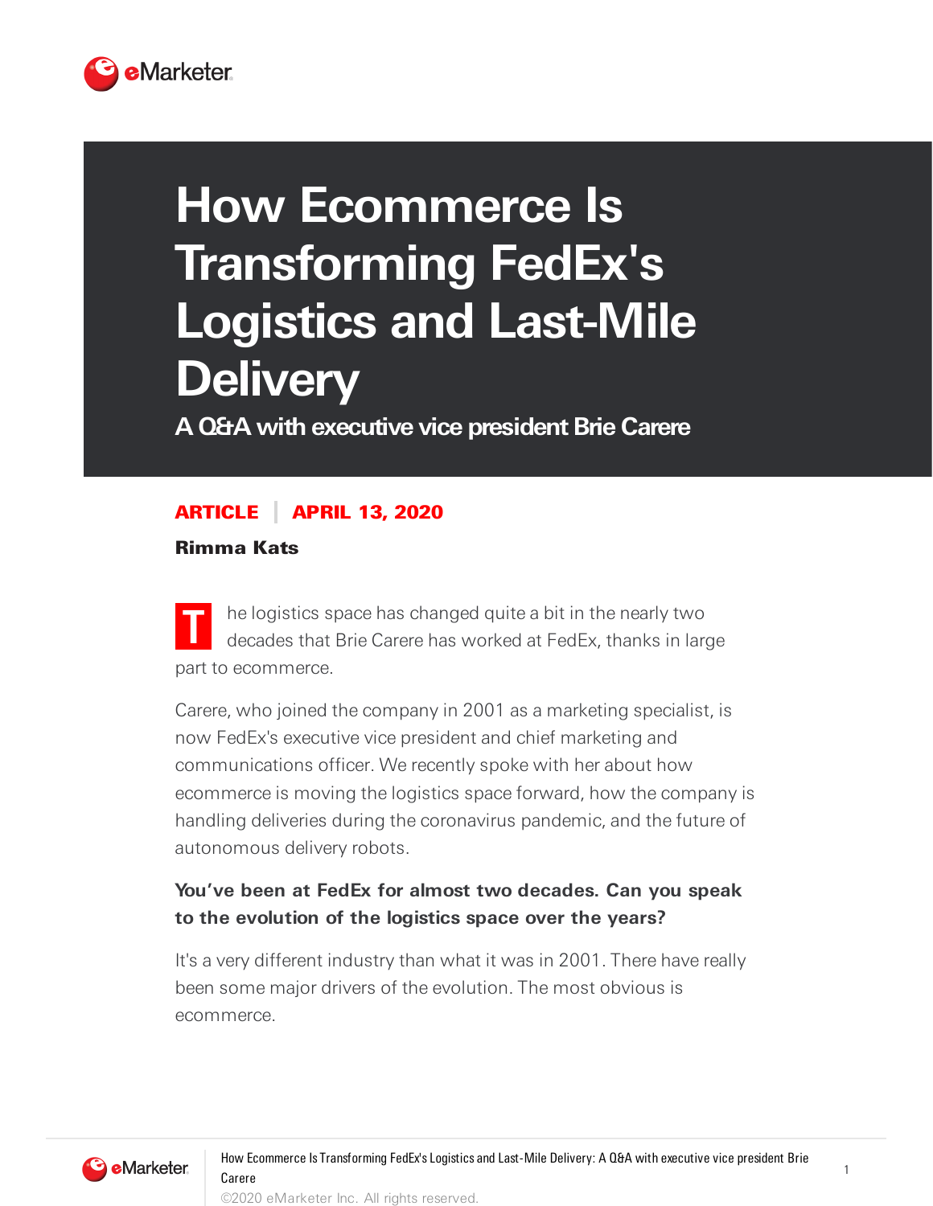# How Ecommerce Is Transforming FedEx's Logistics and Last-Mile Delivery

## A Q&A with executive vice president Brie Carere

**ARTICLE | APRIL 13, 2020**

**Rimma Kats**

The logistics space has changed quite a bit in the nearly two decades that Brie Carere has worked at FedEx, thanks in large part to ecommerce.

Carere, who joined the company in 2001 as a marketing specialist, is now FedEx's executive vice president and chief marketing and communications officer. We recently spoke with her about how ecommerce is moving the logistics space forward, how the company is handling deliveries during the coronavirus pandemic, and the future of autonomous delivery robots.

**You've been at FedEx for almost two decades. Can you speak to the evolution of the logistics space over the years?**

It's a very different industry than what it was in 2001. There have really been some major drivers of the evolution. The most obvious is ecommerce.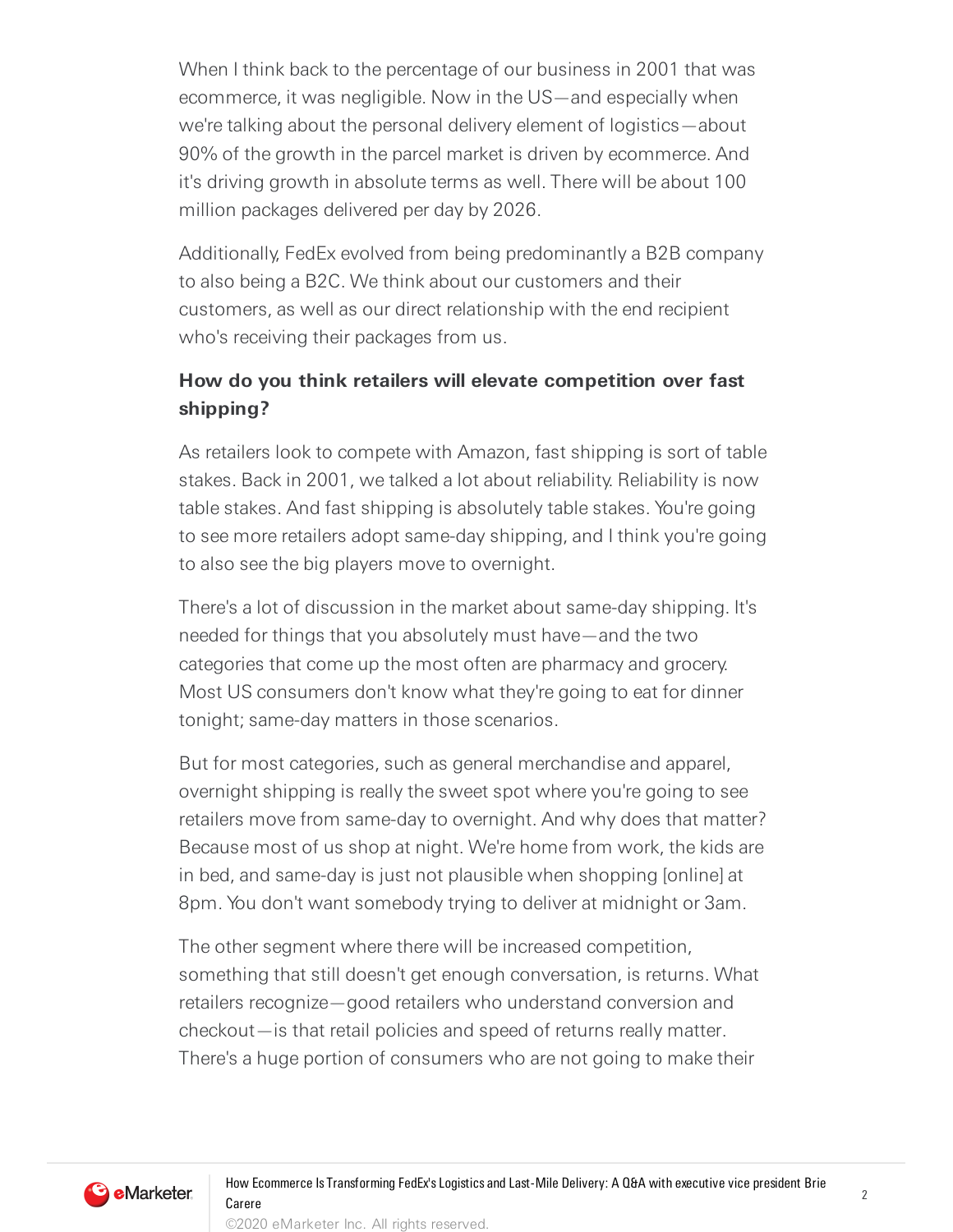When I think back to the percentage of our business in 2001 that was ecommerce, it was negligible. Now in the US—and especially when we're talking about the personal delivery element of logistics—about 90% of the growth in the parcel market is driven by ecommerce. And it's driving growth in absolute terms as well. There will be about 100 million packages delivered per day by 2026.

Additionally, FedEx evolved from being predominantly a B2B company to also being a B2C. We think about our customers and their customers, as well as our direct relationship with the end recipient who's receiving their packages from us.

**How do you think retailers will elevate competition over fast shipping?**

As retailers look to compete with Amazon, fast shipping is sort of table stakes. Back in 2001, we talked a lot about reliability. Reliability is now table stakes. And fast shipping is absolutely table stakes. You're going to see more retailers adopt same-day shipping, and I think you're going to also see the big players move to overnight.

There's a lot of discussion in the market about same-day shipping. It's needed for things that you absolutely must have—and the two categories that come up the most often are pharmacy and grocery. Most US consumers don't know what they're going to eat for dinner tonight; same-day matters in those scenarios.

But for most categories, such as general merchandise and apparel, overnight shipping is really the sweet spot where you're going to see retailers move from same-day to overnight. And why does that matter? Because most of us shop at night. We're home from work, the kids are in bed, and same-day is just not plausible when shopping [online] at 8pm. You don't want somebody trying to deliver at midnight or 3am.

The other segment where there will be increased competition, something that still doesn't get enough conversation, is returns. What retailers recognize—good retailers who understand conversion and checkout—is that retail policies and speed of returns really matter. There's a huge portion of consumers who are not going to make their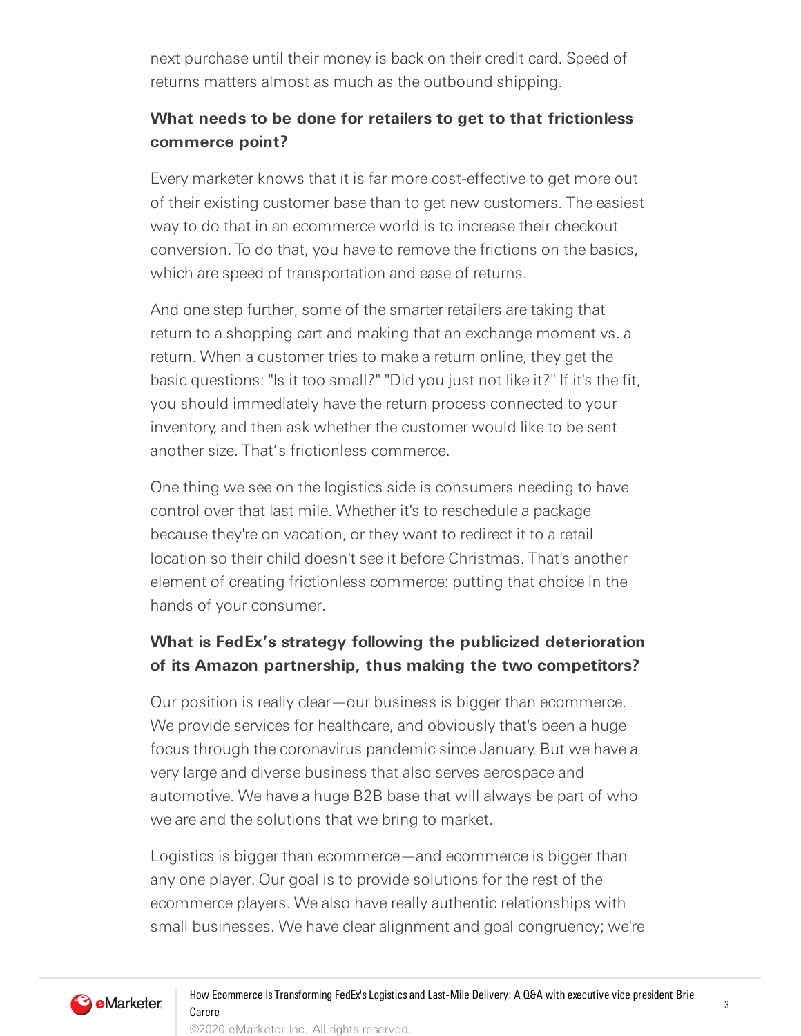next purchase until their money is back on their credit card. Speed of returns matters almost as much as the outbound shipping.

**What needs to be done for retailers to get to that frictionless commerce point?**

Every marketer knows that it is far more cost-effective to get more out of their existing customer base than to get new customers. The easiest way to do that in an ecommerce world is to increase their checkout conversion. To do that, you have to remove the frictions on the basics, which are speed of transportation and ease of returns.

And one step further, some of the smarter retailers are taking that return to a shopping cart and making that an exchange moment vs. a return. When a customer tries to make a return online, they get the basic questions: "Is it too small?" "Did you just not like it?" If it's the fit, you should immediately have the return process connected to your inventory, and then ask whether the customer would like to be sent another size. That's frictionless commerce.

One thing we see on the logistics side is consumers needing to have control over that last mile. Whether it's to reschedule a package because they're on vacation, or they want to redirect it to a retail location so their child doesn't see it before Christmas. That's another element of creating frictionless commerce: putting that choice in the hands of your consumer.

**What is FedEx's strategy following the publicized deterioration of its Amazon partnership, thus making the two competitors?**

Our position is really clear—our business is bigger than ecommerce. We provide services for healthcare, and obviously that's been a huge focus through the coronavirus pandemic since January. But we have a very large and diverse business that also serves aerospace and automotive. We have a huge B2B base that will always be part of who we are and the solutions that we bring to market.

Logistics is bigger than ecommerce—and ecommerce is bigger than any one player. Our goal is to provide solutions for the rest of the ecommerce players. We also have really authentic relationships with small businesses. We have clear alignment and goal congruency; we're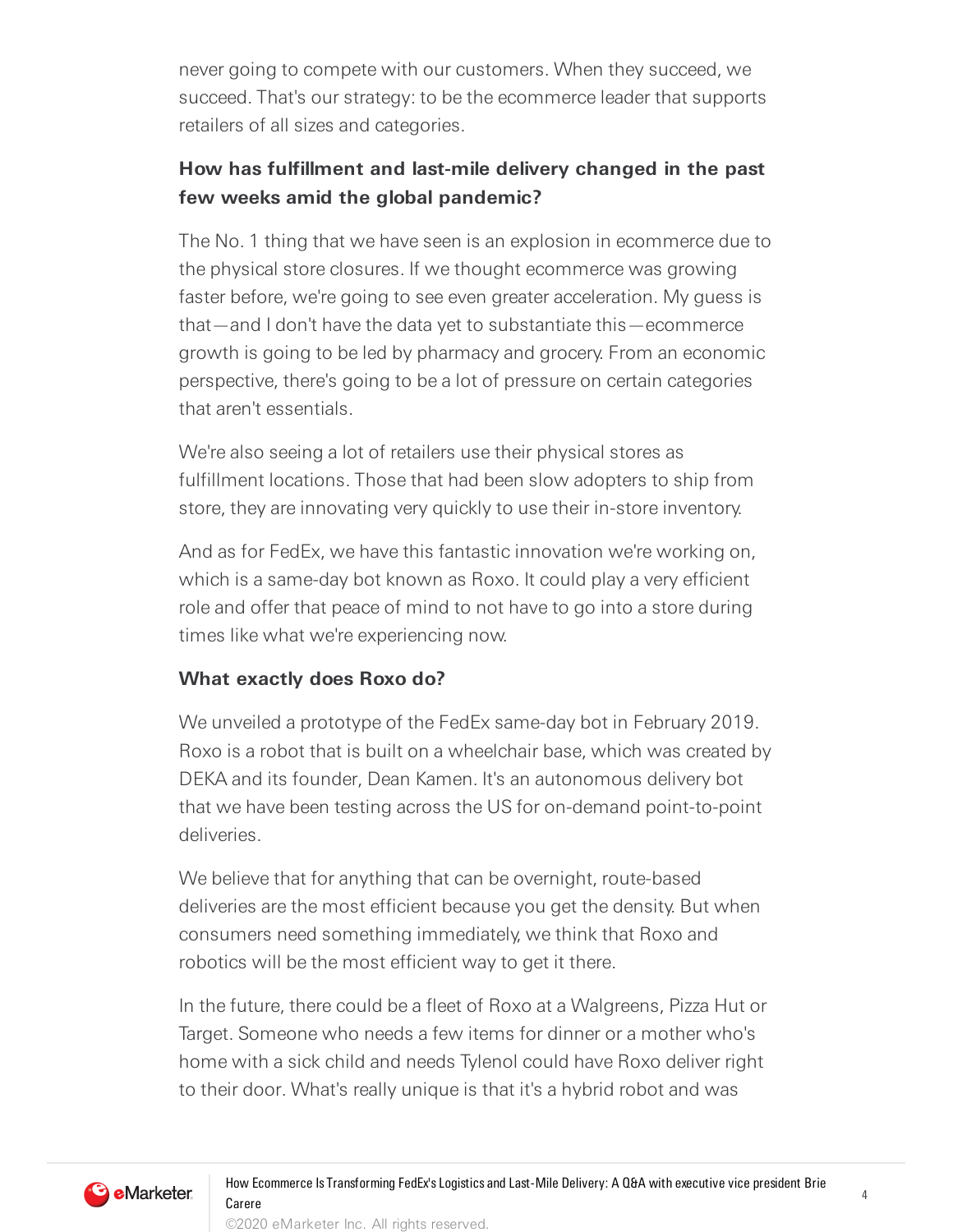never going to compete with our customers. When they succeed, we succeed. That's our strategy: to be the ecommerce leader that supports retailers of all sizes and categories.

**How has fulfillment and last-mile delivery changed in the past few weeks amid the global pandemic?**

The No. 1 thing that we have seen is an explosion in ecommerce due to the physical store closures. If we thought ecommerce was growing faster before, we're going to see even greater acceleration. My guess is that—and I don't have the data yet to substantiate this—ecommerce growth is going to be led by pharmacy and grocery. From an economic perspective, there's going to be a lot of pressure on certain categories that aren't essentials.

We're also seeing a lot of retailers use their physical stores as fulfillment locations. Those that had been slow adopters to ship from store, they are innovating very quickly to use their in-store inventory.

And as for FedEx, we have this fantastic innovation we're working on, which is a same-day bot known as Roxo. It could play a very efficient role and offer that peace of mind to not have to go into a store during times like what we're experiencing now.

**What exactly does Roxo do?**

We unveiled a prototype of the FedEx same-day bot in February 2019. Roxo is a robot that is built on a wheelchair base, which was created by DEKA and its founder, Dean Kamen. It's an autonomous delivery bot that we have been testing across the US for on-demand point-to-point deliveries.

We believe that for anything that can be overnight, route-based deliveries are the most efficient because you get the density. But when consumers need something immediately, we think that Roxo and robotics will be the most efficient way to get it there.

In the future, there could be a fleet of Roxo at a Walgreens, Pizza Hut or Target. Someone who needs a few items for dinner or a mother who's home with a sick child and needs Tylenol could have Roxo deliver right to their door. What's really unique is that it's a hybrid robot and was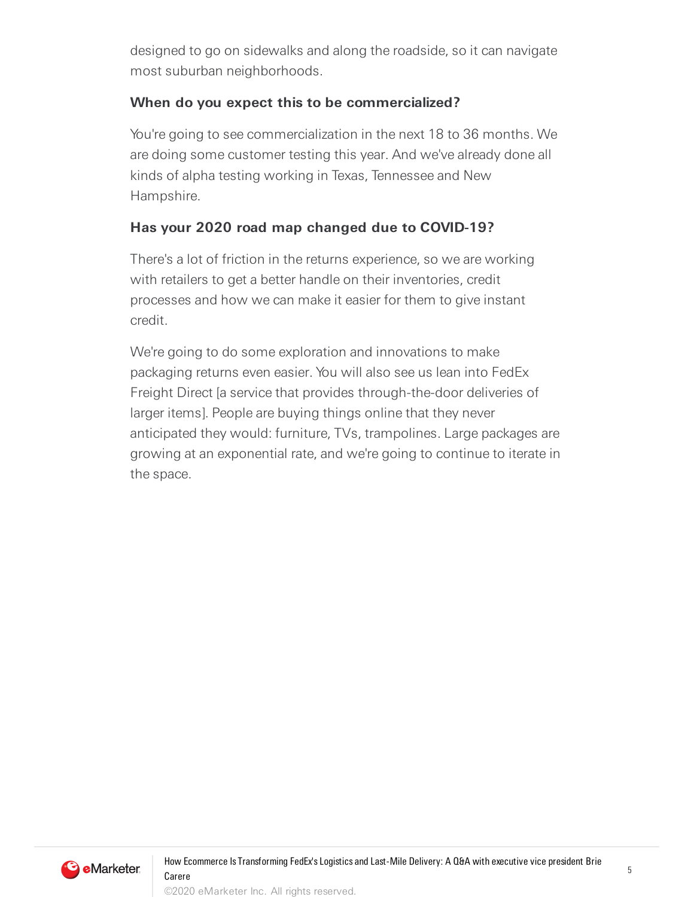designed to go on sidewalks and along the roadside, so it can navigate most suburban neighborhoods.

**When do you expect this to be commercialized?**

You're going to see commercialization in the next 18 to 36 months. We are doing some customer testing this year. And we've already done all kinds of alpha testing working in Texas, Tennessee and New Hampshire.

**Has your 2020 road map changed due to COVID-19?**

There's a lot of friction in the returns experience, so we are working with retailers to get a better handle on their inventories, credit processes and how we can make it easier for them to give instant credit.

We're going to do some exploration and innovations to make packaging returns even easier. You will also see us lean into FedEx Freight Direct [a service that provides through-the-door deliveries of larger items]. People are buying things online that they never anticipated they would: furniture, TVs, trampolines. Large packages are growing at an exponential rate, and we're going to continue to iterate in the space.